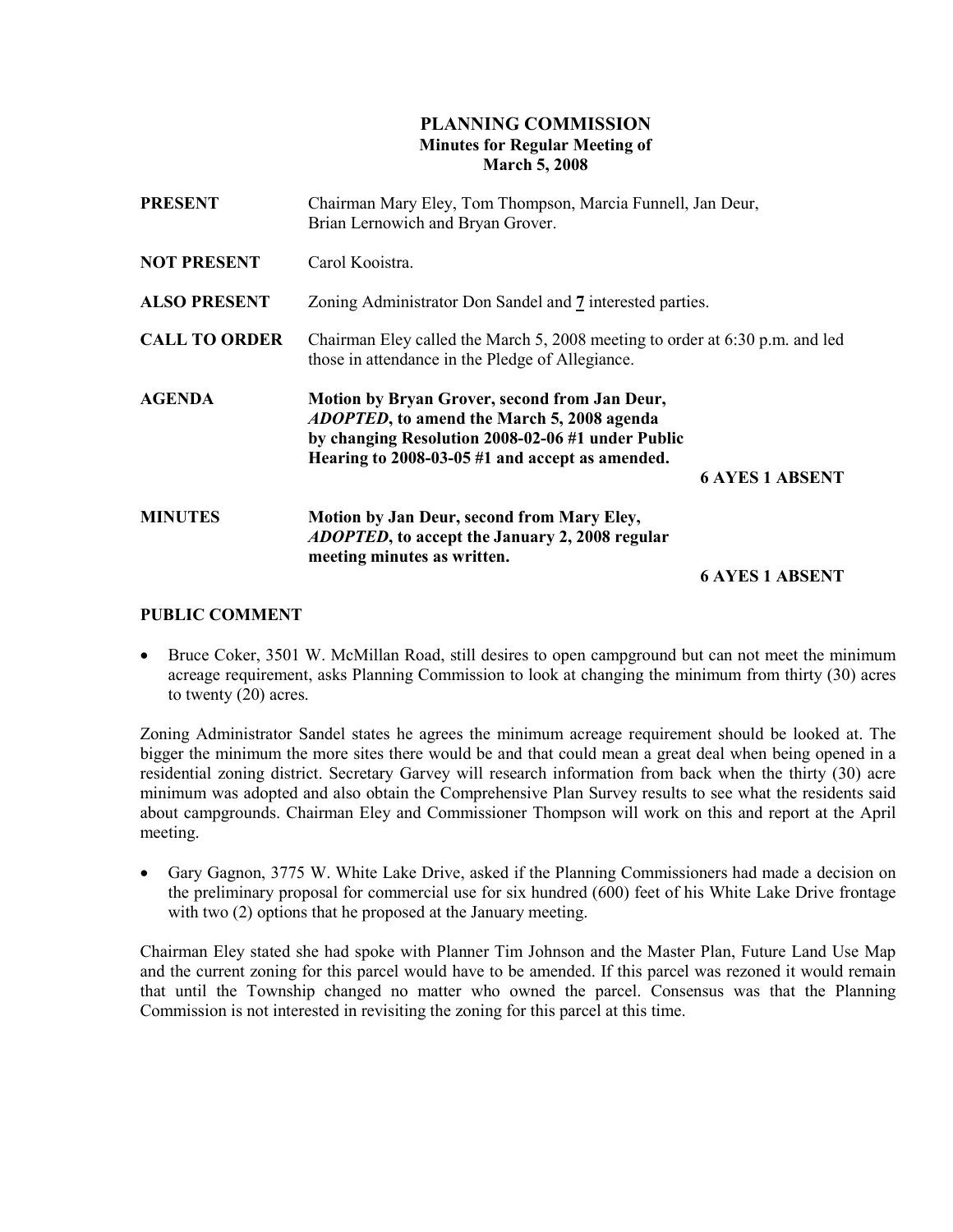# PLANNING COMMISSION
## Minutes for Regular Meeting of March 5, 2008

**PRESENT** Chairman Mary Eley, Tom Thompson, Marcia Funnell, Jan Deur, Brian Lernowich and Bryan Grover.

**NOT PRESENT** Carol Kooistra.

**ALSO PRESENT** Zoning Administrator Don Sandel and **7** interested parties.

**CALL TO ORDER** Chairman Eley called the March 5, 2008 meeting to order at 6:30 p.m. and led those in attendance in the Pledge of Allegiance.

**AGENDA** **Motion by Bryan Grover, second from Jan Deur, *ADOPTED*, to amend the March 5, 2008 agenda by changing Resolution 2008-02-06 #1 under Public Hearing to 2008-03-05 #1 and accept as amended.**

**6 AYES 1 ABSENT**

**MINUTES** **Motion by Jan Deur, second from Mary Eley, *ADOPTED*, to accept the January 2, 2008 regular meeting minutes as written.**

**6 AYES 1 ABSENT**

**PUBLIC COMMENT**

- Bruce Coker, 3501 W. McMillan Road, still desires to open campground but can not meet the minimum acreage requirement, asks Planning Commission to look at changing the minimum from thirty (30) acres to twenty (20) acres.

Zoning Administrator Sandel states he agrees the minimum acreage requirement should be looked at. The bigger the minimum the more sites there would be and that could mean a great deal when being opened in a residential zoning district. Secretary Garvey will research information from back when the thirty (30) acre minimum was adopted and also obtain the Comprehensive Plan Survey results to see what the residents said about campgrounds. Chairman Eley and Commissioner Thompson will work on this and report at the April meeting.

- Gary Gagnon, 3775 W. White Lake Drive, asked if the Planning Commissioners had made a decision on the preliminary proposal for commercial use for six hundred (600) feet of his White Lake Drive frontage with two (2) options that he proposed at the January meeting.

Chairman Eley stated she had spoke with Planner Tim Johnson and the Master Plan, Future Land Use Map and the current zoning for this parcel would have to be amended. If this parcel was rezoned it would remain that until the Township changed no matter who owned the parcel. Consensus was that the Planning Commission is not interested in revisiting the zoning for this parcel at this time.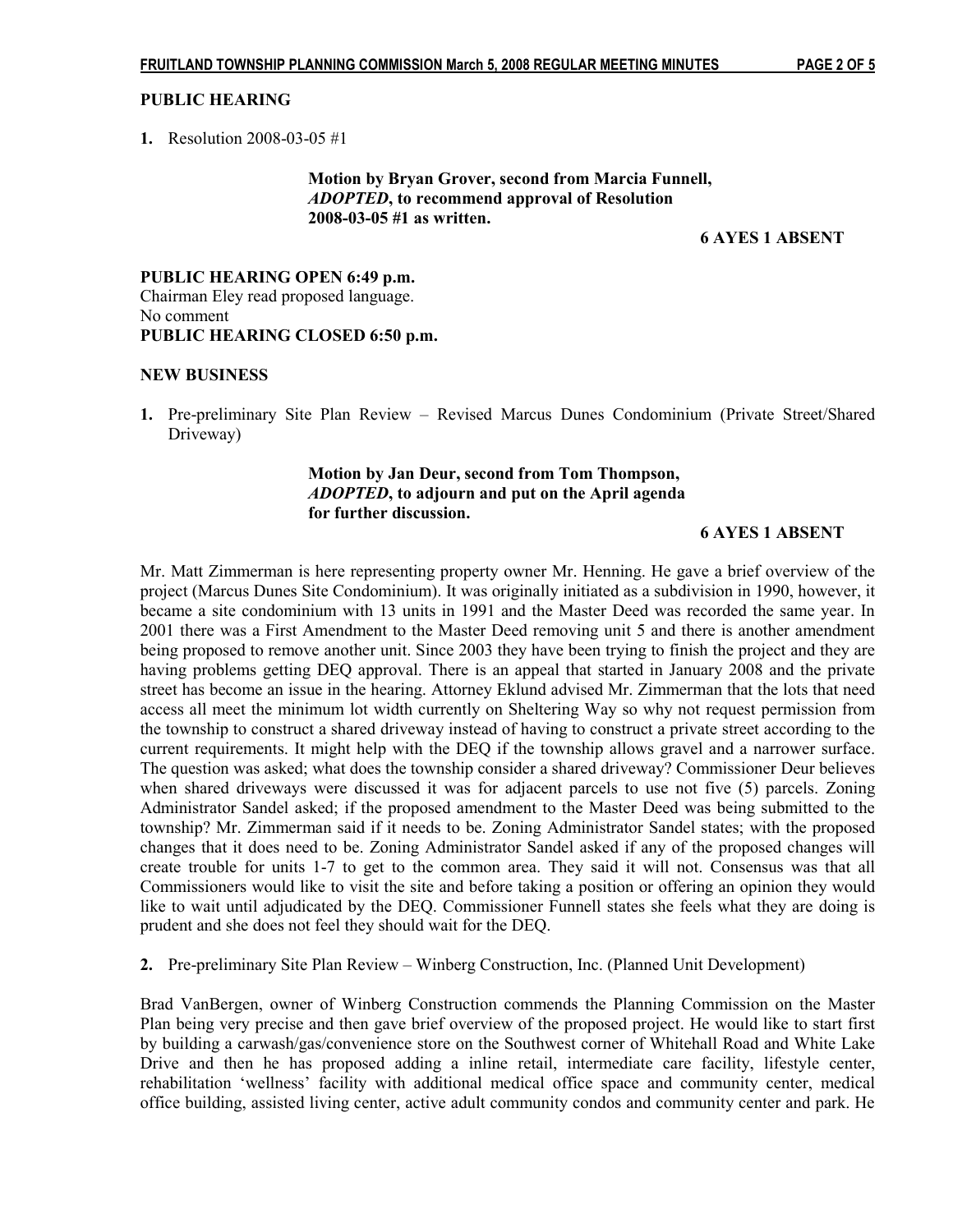**PUBLIC HEARING**

**1.** Resolution 2008-03-05 #1

> **Motion by Bryan Grover, second from Marcia Funnell,** ***ADOPTED*****, to recommend approval of Resolution 2008-03-05 #1 as written.**
>
> **6 AYES 1 ABSENT**

**PUBLIC HEARING OPEN 6:49 p.m.**
Chairman Eley read proposed language.
No comment
**PUBLIC HEARING CLOSED 6:50 p.m.**

**NEW BUSINESS**

**1.** Pre-preliminary Site Plan Review – Revised Marcus Dunes Condominium (Private Street/Shared Driveway)

> **Motion by Jan Deur, second from Tom Thompson,** ***ADOPTED*****, to adjourn and put on the April agenda for further discussion.**
>
> **6 AYES 1 ABSENT**

Mr. Matt Zimmerman is here representing property owner Mr. Henning. He gave a brief overview of the project (Marcus Dunes Site Condominium). It was originally initiated as a subdivision in 1990, however, it became a site condominium with 13 units in 1991 and the Master Deed was recorded the same year. In 2001 there was a First Amendment to the Master Deed removing unit 5 and there is another amendment being proposed to remove another unit. Since 2003 they have been trying to finish the project and they are having problems getting DEQ approval. There is an appeal that started in January 2008 and the private street has become an issue in the hearing. Attorney Eklund advised Mr. Zimmerman that the lots that need access all meet the minimum lot width currently on Sheltering Way so why not request permission from the township to construct a shared driveway instead of having to construct a private street according to the current requirements. It might help with the DEQ if the township allows gravel and a narrower surface. The question was asked; what does the township consider a shared driveway? Commissioner Deur believes when shared driveways were discussed it was for adjacent parcels to use not five (5) parcels. Zoning Administrator Sandel asked; if the proposed amendment to the Master Deed was being submitted to the township? Mr. Zimmerman said if it needs to be. Zoning Administrator Sandel states; with the proposed changes that it does need to be. Zoning Administrator Sandel asked if any of the proposed changes will create trouble for units 1-7 to get to the common area. They said it will not. Consensus was that all Commissioners would like to visit the site and before taking a position or offering an opinion they would like to wait until adjudicated by the DEQ. Commissioner Funnell states she feels what they are doing is prudent and she does not feel they should wait for the DEQ.

**2.** Pre-preliminary Site Plan Review – Winberg Construction, Inc. (Planned Unit Development)

Brad VanBergen, owner of Winberg Construction commends the Planning Commission on the Master Plan being very precise and then gave brief overview of the proposed project. He would like to start first by building a carwash/gas/convenience store on the Southwest corner of Whitehall Road and White Lake Drive and then he has proposed adding a inline retail, intermediate care facility, lifestyle center, rehabilitation 'wellness' facility with additional medical office space and community center, medical office building, assisted living center, active adult community condos and community center and park. He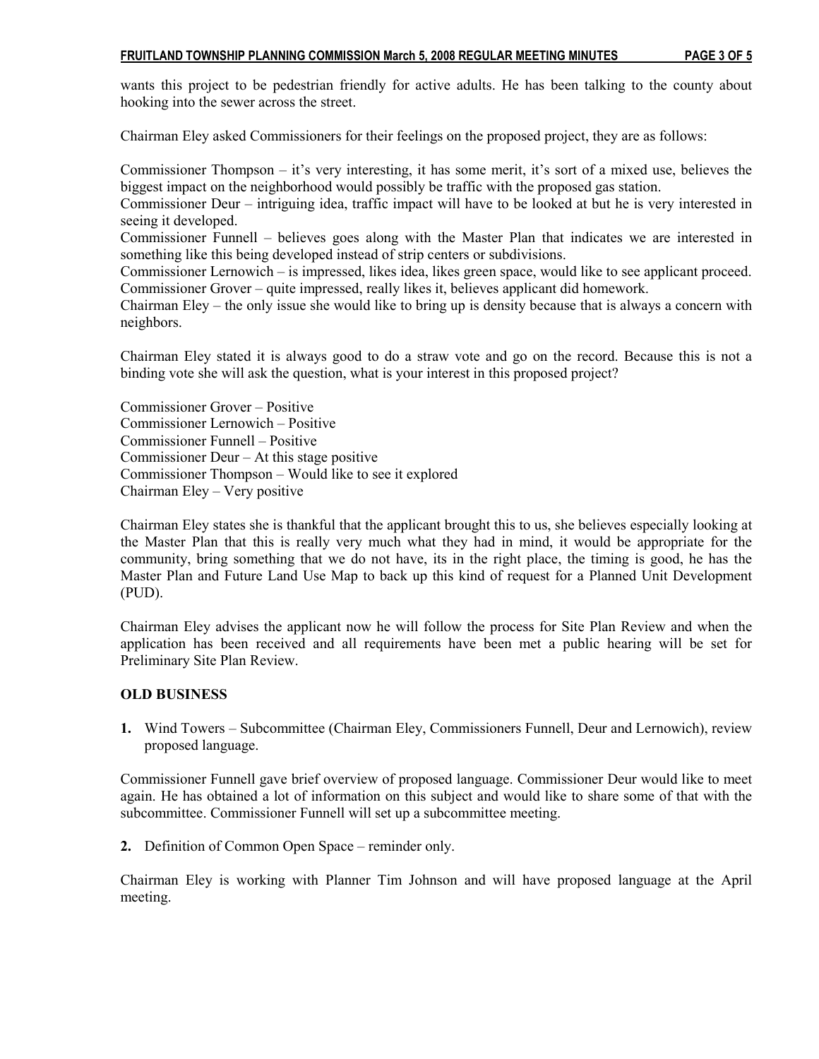wants this project to be pedestrian friendly for active adults. He has been talking to the county about hooking into the sewer across the street.

Chairman Eley asked Commissioners for their feelings on the proposed project, they are as follows:

Commissioner Thompson – it's very interesting, it has some merit, it's sort of a mixed use, believes the biggest impact on the neighborhood would possibly be traffic with the proposed gas station.
Commissioner Deur – intriguing idea, traffic impact will have to be looked at but he is very interested in seeing it developed.
Commissioner Funnell – believes goes along with the Master Plan that indicates we are interested in something like this being developed instead of strip centers or subdivisions.
Commissioner Lernowich – is impressed, likes idea, likes green space, would like to see applicant proceed.
Commissioner Grover – quite impressed, really likes it, believes applicant did homework.
Chairman Eley – the only issue she would like to bring up is density because that is always a concern with neighbors.

Chairman Eley stated it is always good to do a straw vote and go on the record. Because this is not a binding vote she will ask the question, what is your interest in this proposed project?

Commissioner Grover – Positive
Commissioner Lernowich – Positive
Commissioner Funnell – Positive
Commissioner Deur – At this stage positive
Commissioner Thompson – Would like to see it explored
Chairman Eley – Very positive

Chairman Eley states she is thankful that the applicant brought this to us, she believes especially looking at the Master Plan that this is really very much what they had in mind, it would be appropriate for the community, bring something that we do not have, its in the right place, the timing is good, he has the Master Plan and Future Land Use Map to back up this kind of request for a Planned Unit Development (PUD).

Chairman Eley advises the applicant now he will follow the process for Site Plan Review and when the application has been received and all requirements have been met a public hearing will be set for Preliminary Site Plan Review.

**OLD BUSINESS**

**1.** Wind Towers – Subcommittee (Chairman Eley, Commissioners Funnell, Deur and Lernowich), review proposed language.

Commissioner Funnell gave brief overview of proposed language. Commissioner Deur would like to meet again. He has obtained a lot of information on this subject and would like to share some of that with the subcommittee. Commissioner Funnell will set up a subcommittee meeting.

**2.** Definition of Common Open Space – reminder only.

Chairman Eley is working with Planner Tim Johnson and will have proposed language at the April meeting.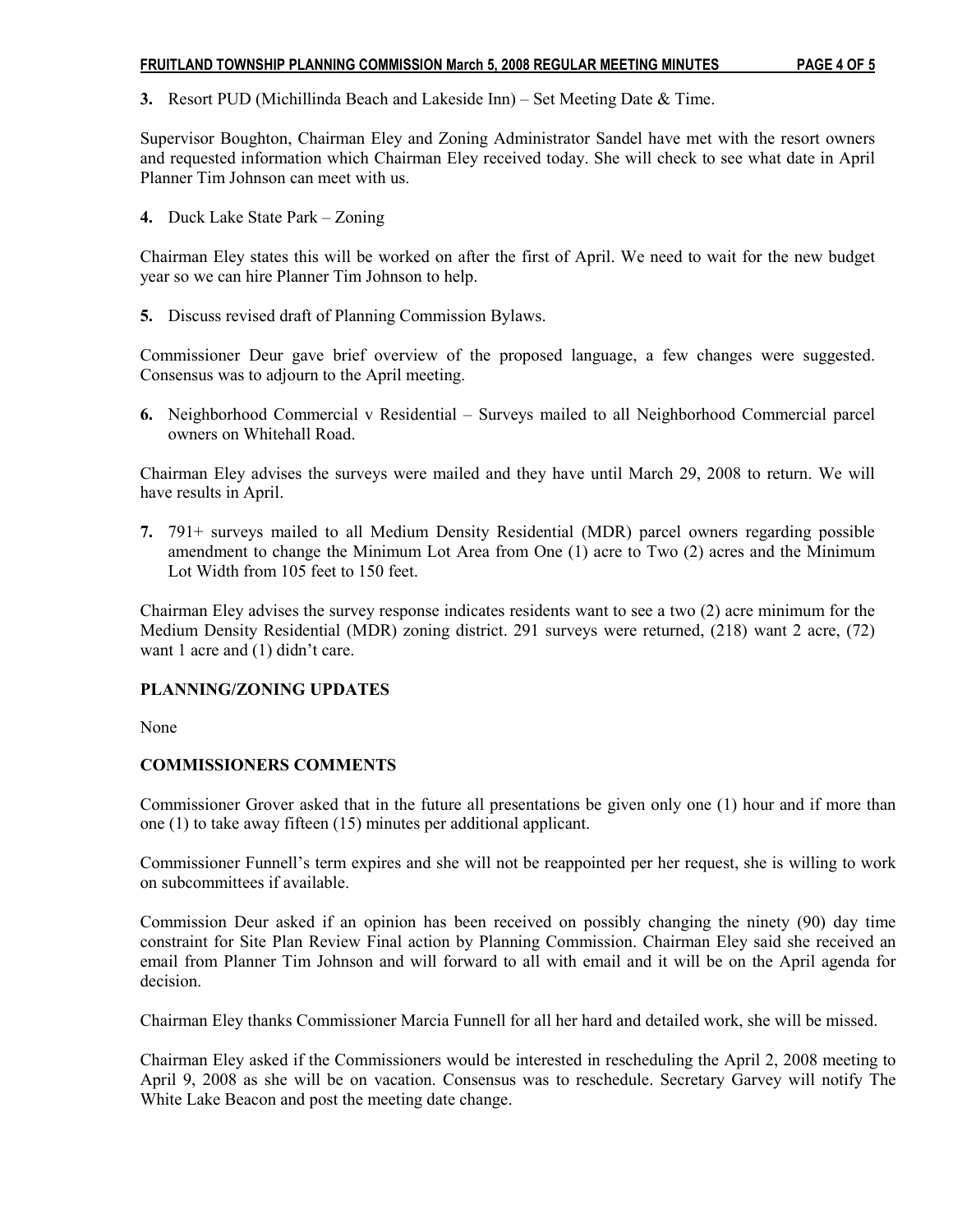3. Resort PUD (Michillinda Beach and Lakeside Inn) – Set Meeting Date & Time.

Supervisor Boughton, Chairman Eley and Zoning Administrator Sandel have met with the resort owners and requested information which Chairman Eley received today. She will check to see what date in April Planner Tim Johnson can meet with us.

4. Duck Lake State Park – Zoning

Chairman Eley states this will be worked on after the first of April. We need to wait for the new budget year so we can hire Planner Tim Johnson to help.

5. Discuss revised draft of Planning Commission Bylaws.

Commissioner Deur gave brief overview of the proposed language, a few changes were suggested. Consensus was to adjourn to the April meeting.

6. Neighborhood Commercial v Residential – Surveys mailed to all Neighborhood Commercial parcel owners on Whitehall Road.

Chairman Eley advises the surveys were mailed and they have until March 29, 2008 to return. We will have results in April.

7. 791+ surveys mailed to all Medium Density Residential (MDR) parcel owners regarding possible amendment to change the Minimum Lot Area from One (1) acre to Two (2) acres and the Minimum Lot Width from 105 feet to 150 feet.

Chairman Eley advises the survey response indicates residents want to see a two (2) acre minimum for the Medium Density Residential (MDR) zoning district. 291 surveys were returned, (218) want 2 acre, (72) want 1 acre and (1) didn't care.

## PLANNING/ZONING UPDATES

None

## COMMISSIONERS COMMENTS

Commissioner Grover asked that in the future all presentations be given only one (1) hour and if more than one (1) to take away fifteen (15) minutes per additional applicant.

Commissioner Funnell's term expires and she will not be reappointed per her request, she is willing to work on subcommittees if available.

Commission Deur asked if an opinion has been received on possibly changing the ninety (90) day time constraint for Site Plan Review Final action by Planning Commission. Chairman Eley said she received an email from Planner Tim Johnson and will forward to all with email and it will be on the April agenda for decision.

Chairman Eley thanks Commissioner Marcia Funnell for all her hard and detailed work, she will be missed.

Chairman Eley asked if the Commissioners would be interested in rescheduling the April 2, 2008 meeting to April 9, 2008 as she will be on vacation. Consensus was to reschedule. Secretary Garvey will notify The White Lake Beacon and post the meeting date change.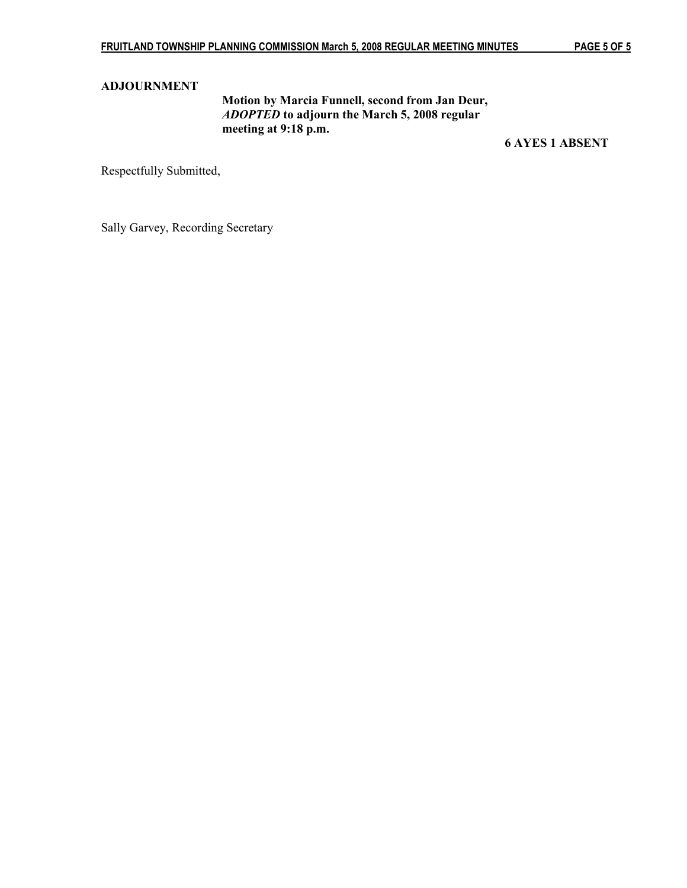**ADJOURNMENT**

**Motion by Marcia Funnell, second from Jan Deur, *ADOPTED* to adjourn the March 5, 2008 regular meeting at 9:18 p.m.**

**6 AYES 1 ABSENT**

Respectfully Submitted,

Sally Garvey, Recording Secretary